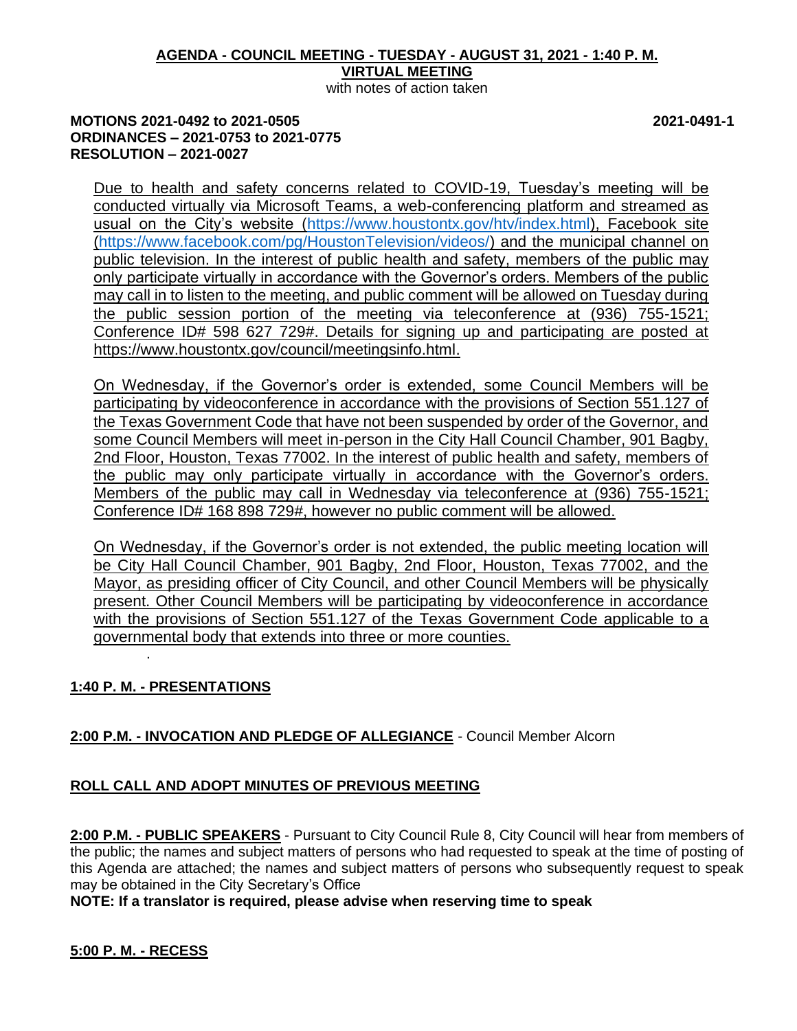**AGENDA - COUNCIL MEETING - TUESDAY - AUGUST 31, 2021 - 1:40 P. M.**
**VIRTUAL MEETING**
with notes of action taken

**MOTIONS 2021-0492 to 2021-0505** **2021-0491-1**
**ORDINANCES – 2021-0753 to 2021-0775**
**RESOLUTION – 2021-0027**

Due to health and safety concerns related to COVID-19, Tuesday's meeting will be conducted virtually via Microsoft Teams, a web-conferencing platform and streamed as usual on the City's website (https://www.houstontx.gov/htv/index.html), Facebook site (https://www.facebook.com/pg/HoustonTelevision/videos/) and the municipal channel on public television. In the interest of public health and safety, members of the public may only participate virtually in accordance with the Governor's orders. Members of the public may call in to listen to the meeting, and public comment will be allowed on Tuesday during the public session portion of the meeting via teleconference at (936) 755-1521; Conference ID# 598 627 729#. Details for signing up and participating are posted at https://www.houstontx.gov/council/meetingsinfo.html.

On Wednesday, if the Governor's order is extended, some Council Members will be participating by videoconference in accordance with the provisions of Section 551.127 of the Texas Government Code that have not been suspended by order of the Governor, and some Council Members will meet in-person in the City Hall Council Chamber, 901 Bagby, 2nd Floor, Houston, Texas 77002. In the interest of public health and safety, members of the public may only participate virtually in accordance with the Governor's orders. Members of the public may call in Wednesday via teleconference at (936) 755-1521; Conference ID# 168 898 729#, however no public comment will be allowed.

On Wednesday, if the Governor's order is not extended, the public meeting location will be City Hall Council Chamber, 901 Bagby, 2nd Floor, Houston, Texas 77002, and the Mayor, as presiding officer of City Council, and other Council Members will be physically present. Other Council Members will be participating by videoconference in accordance with the provisions of Section 551.127 of the Texas Government Code applicable to a governmental body that extends into three or more counties.

**1:40 P. M. - PRESENTATIONS**

**2:00 P.M. - INVOCATION AND PLEDGE OF ALLEGIANCE** - Council Member Alcorn

**ROLL CALL AND ADOPT MINUTES OF PREVIOUS MEETING**

**2:00 P.M. - PUBLIC SPEAKERS** - Pursuant to City Council Rule 8, City Council will hear from members of the public; the names and subject matters of persons who had requested to speak at the time of posting of this Agenda are attached; the names and subject matters of persons who subsequently request to speak may be obtained in the City Secretary's Office

**NOTE: If a translator is required, please advise when reserving time to speak**

**5:00 P. M. - RECESS**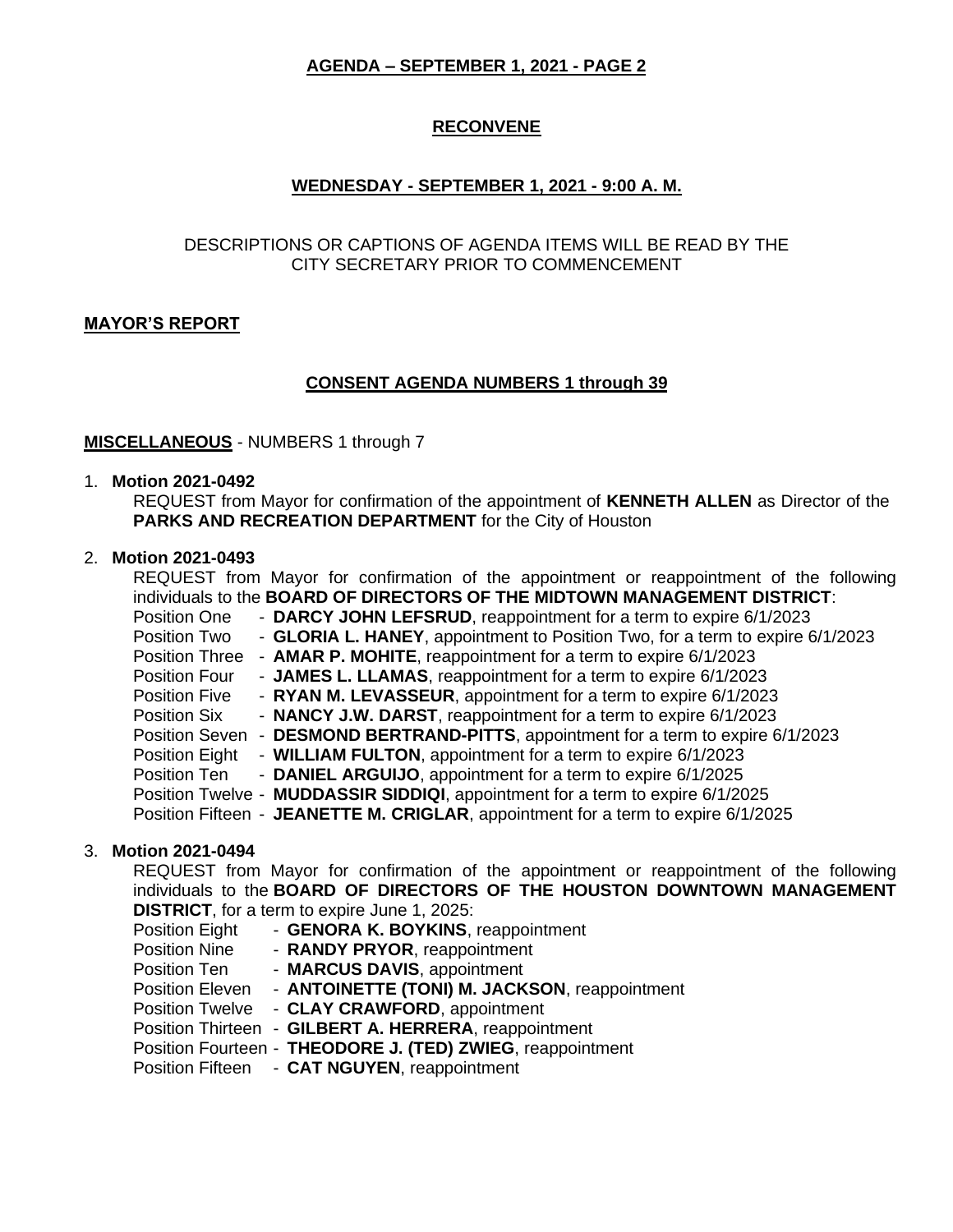**RECONVENE**

**WEDNESDAY - SEPTEMBER 1, 2021 - 9:00 A. M.**

DESCRIPTIONS OR CAPTIONS OF AGENDA ITEMS WILL BE READ BY THE CITY SECRETARY PRIOR TO COMMENCEMENT

**MAYOR'S REPORT**

**CONSENT AGENDA NUMBERS 1 through 39**

**MISCELLANEOUS** - NUMBERS 1 through 7

1. **Motion 2021-0492**
   REQUEST from Mayor for confirmation of the appointment of **KENNETH ALLEN** as Director of the **PARKS AND RECREATION DEPARTMENT** for the City of Houston

2. **Motion 2021-0493**
   REQUEST from Mayor for confirmation of the appointment or reappointment of the following individuals to the **BOARD OF DIRECTORS OF THE MIDTOWN MANAGEMENT DISTRICT**:
   Position One - **DARCY JOHN LEFSRUD**, reappointment for a term to expire 6/1/2023
   Position Two - **GLORIA L. HANEY**, appointment to Position Two, for a term to expire 6/1/2023
   Position Three - **AMAR P. MOHITE**, reappointment for a term to expire 6/1/2023
   Position Four - **JAMES L. LLAMAS**, reappointment for a term to expire 6/1/2023
   Position Five - **RYAN M. LEVASSEUR**, appointment for a term to expire 6/1/2023
   Position Six - **NANCY J.W. DARST**, reappointment for a term to expire 6/1/2023
   Position Seven - **DESMOND BERTRAND-PITTS**, appointment for a term to expire 6/1/2023
   Position Eight - **WILLIAM FULTON**, appointment for a term to expire 6/1/2023
   Position Ten - **DANIEL ARGUIJO**, appointment for a term to expire 6/1/2025
   Position Twelve - **MUDDASSIR SIDDIQI**, appointment for a term to expire 6/1/2025
   Position Fifteen - **JEANETTE M. CRIGLAR**, appointment for a term to expire 6/1/2025

3. **Motion 2021-0494**
   REQUEST from Mayor for confirmation of the appointment or reappointment of the following individuals to the **BOARD OF DIRECTORS OF THE HOUSTON DOWNTOWN MANAGEMENT DISTRICT**, for a term to expire June 1, 2025:
   Position Eight - **GENORA K. BOYKINS**, reappointment
   Position Nine - **RANDY PRYOR**, reappointment
   Position Ten - **MARCUS DAVIS**, appointment
   Position Eleven - **ANTOINETTE (TONI) M. JACKSON**, reappointment
   Position Twelve - **CLAY CRAWFORD**, appointment
   Position Thirteen - **GILBERT A. HERRERA**, reappointment
   Position Fourteen - **THEODORE J. (TED) ZWIEG**, reappointment
   Position Fifteen - **CAT NGUYEN**, reappointment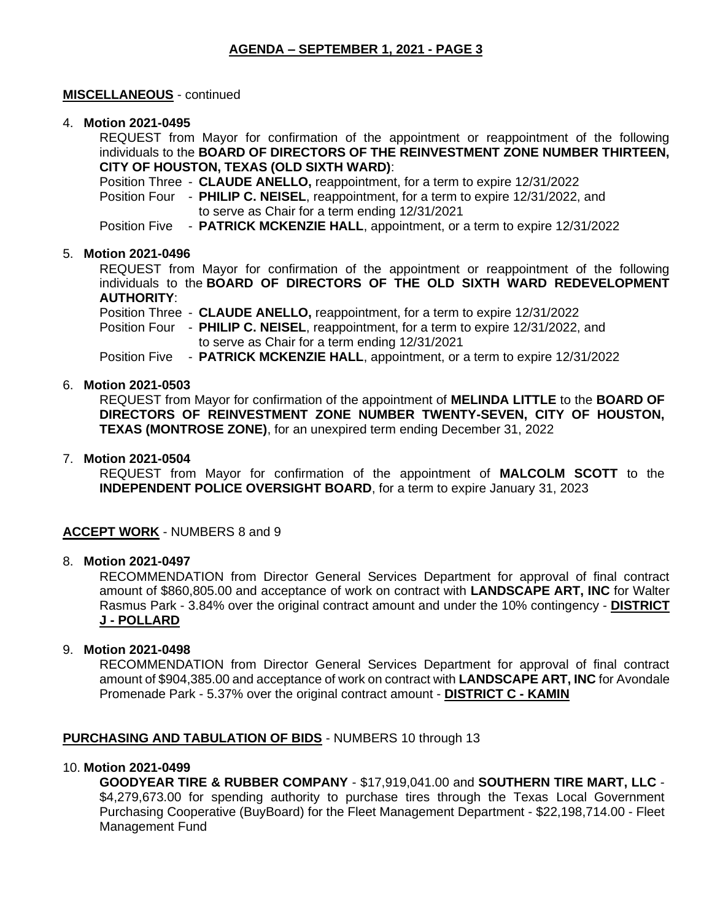## AGENDA – SEPTEMBER 1, 2021 - PAGE 3

**MISCELLANEOUS** - continued

4. **Motion 2021-0495**

   REQUEST from Mayor for confirmation of the appointment or reappointment of the following individuals to the **BOARD OF DIRECTORS OF THE REINVESTMENT ZONE NUMBER THIRTEEN, CITY OF HOUSTON, TEXAS (OLD SIXTH WARD)**:

   Position Three - **CLAUDE ANELLO,** reappointment, for a term to expire 12/31/2022
   Position Four - **PHILIP C. NEISEL**, reappointment, for a term to expire 12/31/2022, and to serve as Chair for a term ending 12/31/2021
   Position Five - **PATRICK MCKENZIE HALL**, appointment, or a term to expire 12/31/2022

5. **Motion 2021-0496**

   REQUEST from Mayor for confirmation of the appointment or reappointment of the following individuals to the **BOARD OF DIRECTORS OF THE OLD SIXTH WARD REDEVELOPMENT AUTHORITY**:

   Position Three - **CLAUDE ANELLO,** reappointment, for a term to expire 12/31/2022
   Position Four - **PHILIP C. NEISEL**, reappointment, for a term to expire 12/31/2022, and to serve as Chair for a term ending 12/31/2021
   Position Five - **PATRICK MCKENZIE HALL**, appointment, or a term to expire 12/31/2022

6. **Motion 2021-0503**

   REQUEST from Mayor for confirmation of the appointment of **MELINDA LITTLE** to the **BOARD OF DIRECTORS OF REINVESTMENT ZONE NUMBER TWENTY-SEVEN, CITY OF HOUSTON, TEXAS (MONTROSE ZONE)**, for an unexpired term ending December 31, 2022

7. **Motion 2021-0504**

   REQUEST from Mayor for confirmation of the appointment of **MALCOLM SCOTT** to the **INDEPENDENT POLICE OVERSIGHT BOARD**, for a term to expire January 31, 2023

**ACCEPT WORK** - NUMBERS 8 and 9

8. **Motion 2021-0497**

   RECOMMENDATION from Director General Services Department for approval of final contract amount of $860,805.00 and acceptance of work on contract with **LANDSCAPE ART, INC** for Walter Rasmus Park - 3.84% over the original contract amount and under the 10% contingency - **DISTRICT J - POLLARD**

9. **Motion 2021-0498**

   RECOMMENDATION from Director General Services Department for approval of final contract amount of $904,385.00 and acceptance of work on contract with **LANDSCAPE ART, INC** for Avondale Promenade Park - 5.37% over the original contract amount - **DISTRICT C - KAMIN**

**PURCHASING AND TABULATION OF BIDS** - NUMBERS 10 through 13

10. **Motion 2021-0499**

    **GOODYEAR TIRE & RUBBER COMPANY** - $17,919,041.00 and **SOUTHERN TIRE MART, LLC** - $4,279,673.00 for spending authority to purchase tires through the Texas Local Government Purchasing Cooperative (BuyBoard) for the Fleet Management Department - $22,198,714.00 - Fleet Management Fund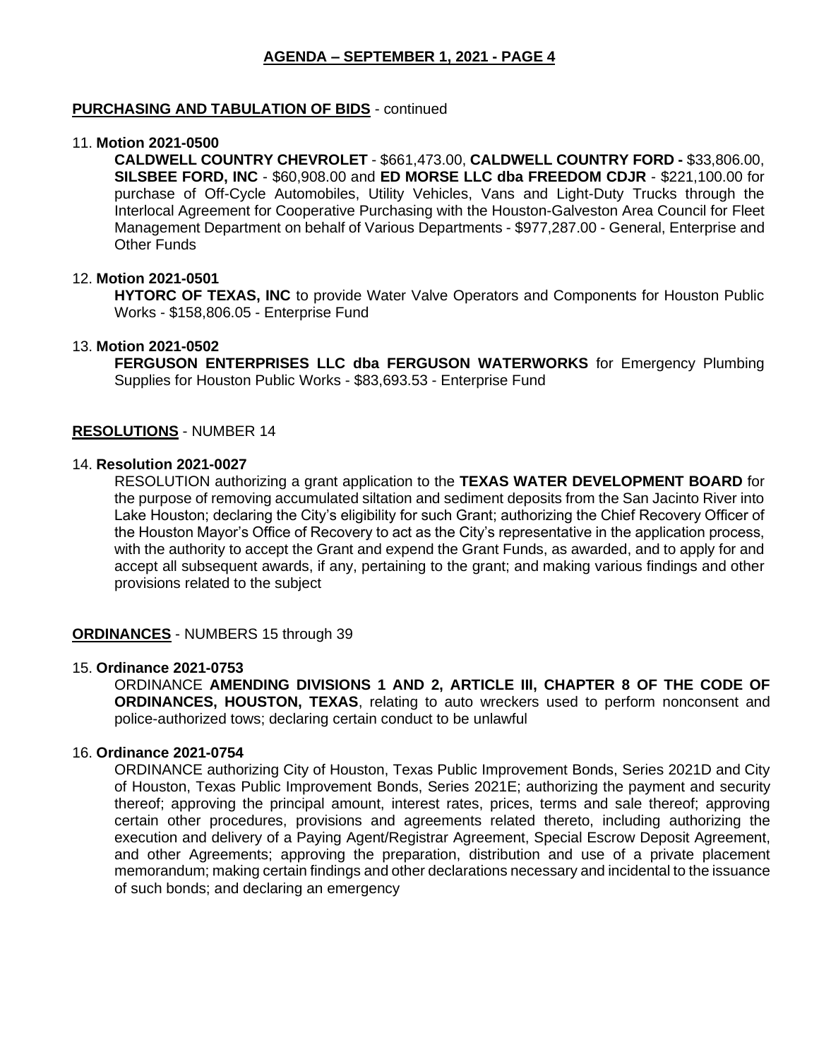**PURCHASING AND TABULATION OF BIDS** - continued

11. **Motion 2021-0500**

    **CALDWELL COUNTRY CHEVROLET** - $661,473.00, **CALDWELL COUNTRY FORD -** $33,806.00, **SILSBEE FORD, INC** - $60,908.00 and **ED MORSE LLC dba FREEDOM CDJR** - $221,100.00 for purchase of Off-Cycle Automobiles, Utility Vehicles, Vans and Light-Duty Trucks through the Interlocal Agreement for Cooperative Purchasing with the Houston-Galveston Area Council for Fleet Management Department on behalf of Various Departments - $977,287.00 - General, Enterprise and Other Funds

12. **Motion 2021-0501**

    **HYTORC OF TEXAS, INC** to provide Water Valve Operators and Components for Houston Public Works - $158,806.05 - Enterprise Fund

13. **Motion 2021-0502**

    **FERGUSON ENTERPRISES LLC dba FERGUSON WATERWORKS** for Emergency Plumbing Supplies for Houston Public Works - $83,693.53 - Enterprise Fund

**RESOLUTIONS** - NUMBER 14

14. **Resolution 2021-0027**

    RESOLUTION authorizing a grant application to the **TEXAS WATER DEVELOPMENT BOARD** for the purpose of removing accumulated siltation and sediment deposits from the San Jacinto River into Lake Houston; declaring the City's eligibility for such Grant; authorizing the Chief Recovery Officer of the Houston Mayor's Office of Recovery to act as the City's representative in the application process, with the authority to accept the Grant and expend the Grant Funds, as awarded, and to apply for and accept all subsequent awards, if any, pertaining to the grant; and making various findings and other provisions related to the subject

**ORDINANCES** - NUMBERS 15 through 39

15. **Ordinance 2021-0753**

    ORDINANCE **AMENDING DIVISIONS 1 AND 2, ARTICLE III, CHAPTER 8 OF THE CODE OF ORDINANCES, HOUSTON, TEXAS**, relating to auto wreckers used to perform nonconsent and police-authorized tows; declaring certain conduct to be unlawful

16. **Ordinance 2021-0754**

    ORDINANCE authorizing City of Houston, Texas Public Improvement Bonds, Series 2021D and City of Houston, Texas Public Improvement Bonds, Series 2021E; authorizing the payment and security thereof; approving the principal amount, interest rates, prices, terms and sale thereof; approving certain other procedures, provisions and agreements related thereto, including authorizing the execution and delivery of a Paying Agent/Registrar Agreement, Special Escrow Deposit Agreement, and other Agreements; approving the preparation, distribution and use of a private placement memorandum; making certain findings and other declarations necessary and incidental to the issuance of such bonds; and declaring an emergency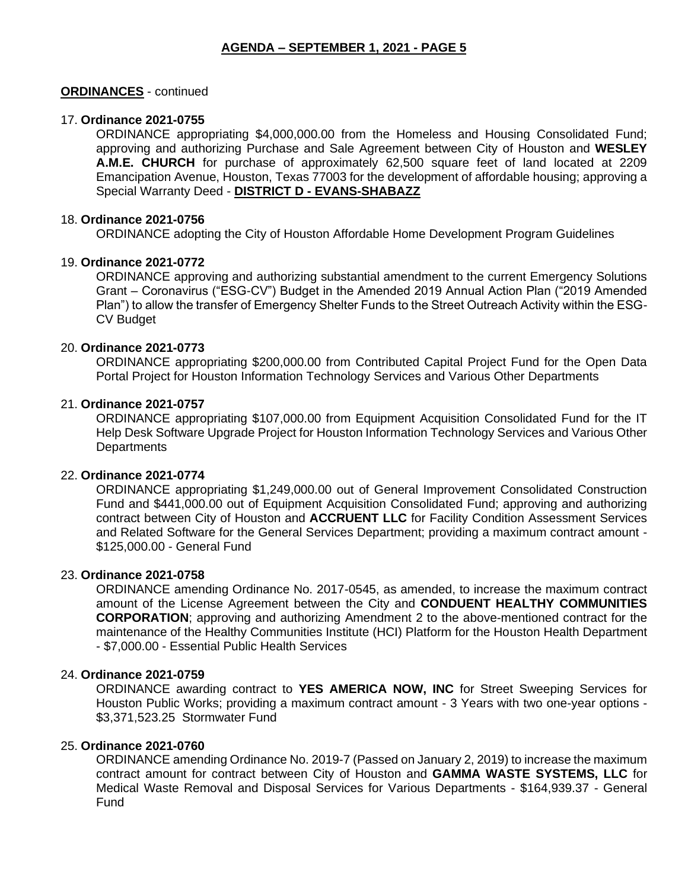**ORDINANCES** - continued

17. **Ordinance 2021-0755**
    ORDINANCE appropriating $4,000,000.00 from the Homeless and Housing Consolidated Fund; approving and authorizing Purchase and Sale Agreement between City of Houston and **WESLEY A.M.E. CHURCH** for purchase of approximately 62,500 square feet of land located at 2209 Emancipation Avenue, Houston, Texas 77003 for the development of affordable housing; approving a Special Warranty Deed - **DISTRICT D - EVANS-SHABAZZ**

18. **Ordinance 2021-0756**
    ORDINANCE adopting the City of Houston Affordable Home Development Program Guidelines

19. **Ordinance 2021-0772**
    ORDINANCE approving and authorizing substantial amendment to the current Emergency Solutions Grant – Coronavirus ("ESG-CV") Budget in the Amended 2019 Annual Action Plan ("2019 Amended Plan") to allow the transfer of Emergency Shelter Funds to the Street Outreach Activity within the ESG-CV Budget

20. **Ordinance 2021-0773**
    ORDINANCE appropriating $200,000.00 from Contributed Capital Project Fund for the Open Data Portal Project for Houston Information Technology Services and Various Other Departments

21. **Ordinance 2021-0757**
    ORDINANCE appropriating $107,000.00 from Equipment Acquisition Consolidated Fund for the IT Help Desk Software Upgrade Project for Houston Information Technology Services and Various Other Departments

22. **Ordinance 2021-0774**
    ORDINANCE appropriating $1,249,000.00 out of General Improvement Consolidated Construction Fund and $441,000.00 out of Equipment Acquisition Consolidated Fund; approving and authorizing contract between City of Houston and **ACCRUENT LLC** for Facility Condition Assessment Services and Related Software for the General Services Department; providing a maximum contract amount - $125,000.00 - General Fund

23. **Ordinance 2021-0758**
    ORDINANCE amending Ordinance No. 2017-0545, as amended, to increase the maximum contract amount of the License Agreement between the City and **CONDUENT HEALTHY COMMUNITIES CORPORATION**; approving and authorizing Amendment 2 to the above-mentioned contract for the maintenance of the Healthy Communities Institute (HCI) Platform for the Houston Health Department - $7,000.00 - Essential Public Health Services

24. **Ordinance 2021-0759**
    ORDINANCE awarding contract to **YES AMERICA NOW, INC** for Street Sweeping Services for Houston Public Works; providing a maximum contract amount - 3 Years with two one-year options - $3,371,523.25 Stormwater Fund

25. **Ordinance 2021-0760**
    ORDINANCE amending Ordinance No. 2019-7 (Passed on January 2, 2019) to increase the maximum contract amount for contract between City of Houston and **GAMMA WASTE SYSTEMS, LLC** for Medical Waste Removal and Disposal Services for Various Departments - $164,939.37 - General Fund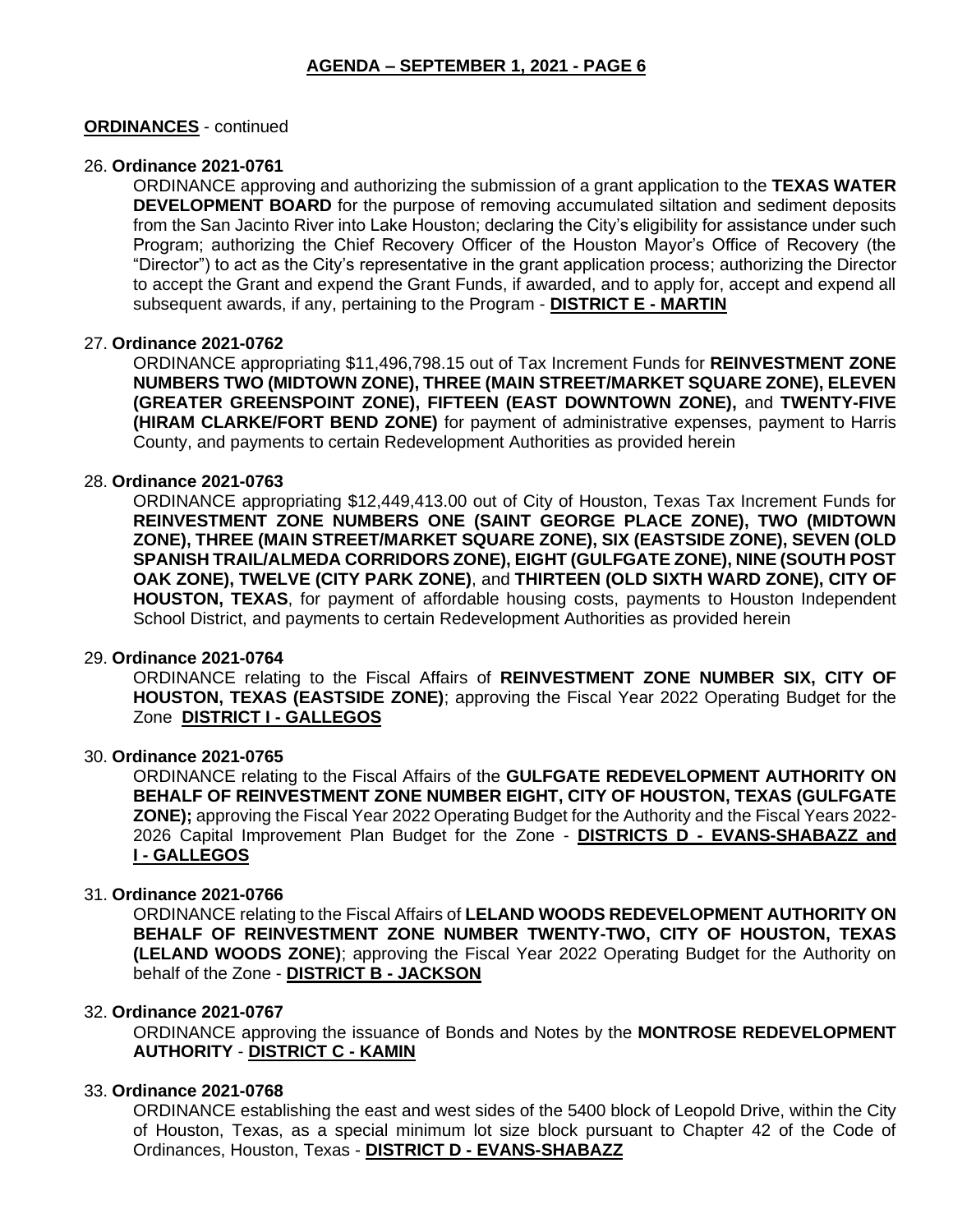**ORDINANCES** - continued

26. **Ordinance 2021-0761**

    ORDINANCE approving and authorizing the submission of a grant application to the **TEXAS WATER DEVELOPMENT BOARD** for the purpose of removing accumulated siltation and sediment deposits from the San Jacinto River into Lake Houston; declaring the City's eligibility for assistance under such Program; authorizing the Chief Recovery Officer of the Houston Mayor's Office of Recovery (the "Director") to act as the City's representative in the grant application process; authorizing the Director to accept the Grant and expend the Grant Funds, if awarded, and to apply for, accept and expend all subsequent awards, if any, pertaining to the Program - **DISTRICT E - MARTIN**

27. **Ordinance 2021-0762**

    ORDINANCE appropriating $11,496,798.15 out of Tax Increment Funds for **REINVESTMENT ZONE NUMBERS TWO (MIDTOWN ZONE), THREE (MAIN STREET/MARKET SQUARE ZONE), ELEVEN (GREATER GREENSPOINT ZONE), FIFTEEN (EAST DOWNTOWN ZONE),** and **TWENTY-FIVE (HIRAM CLARKE/FORT BEND ZONE)** for payment of administrative expenses, payment to Harris County, and payments to certain Redevelopment Authorities as provided herein

28. **Ordinance 2021-0763**

    ORDINANCE appropriating $12,449,413.00 out of City of Houston, Texas Tax Increment Funds for **REINVESTMENT ZONE NUMBERS ONE (SAINT GEORGE PLACE ZONE), TWO (MIDTOWN ZONE), THREE (MAIN STREET/MARKET SQUARE ZONE), SIX (EASTSIDE ZONE), SEVEN (OLD SPANISH TRAIL/ALMEDA CORRIDORS ZONE), EIGHT (GULFGATE ZONE), NINE (SOUTH POST OAK ZONE), TWELVE (CITY PARK ZONE)**, and **THIRTEEN (OLD SIXTH WARD ZONE), CITY OF HOUSTON, TEXAS**, for payment of affordable housing costs, payments to Houston Independent School District, and payments to certain Redevelopment Authorities as provided herein

29. **Ordinance 2021-0764**

    ORDINANCE relating to the Fiscal Affairs of **REINVESTMENT ZONE NUMBER SIX, CITY OF HOUSTON, TEXAS (EASTSIDE ZONE)**; approving the Fiscal Year 2022 Operating Budget for the Zone **DISTRICT I - GALLEGOS**

30. **Ordinance 2021-0765**

    ORDINANCE relating to the Fiscal Affairs of the **GULFGATE REDEVELOPMENT AUTHORITY ON BEHALF OF REINVESTMENT ZONE NUMBER EIGHT, CITY OF HOUSTON, TEXAS (GULFGATE ZONE);** approving the Fiscal Year 2022 Operating Budget for the Authority and the Fiscal Years 2022-2026 Capital Improvement Plan Budget for the Zone - **DISTRICTS D - EVANS-SHABAZZ and I - GALLEGOS**

31. **Ordinance 2021-0766**

    ORDINANCE relating to the Fiscal Affairs of **LELAND WOODS REDEVELOPMENT AUTHORITY ON BEHALF OF REINVESTMENT ZONE NUMBER TWENTY-TWO, CITY OF HOUSTON, TEXAS (LELAND WOODS ZONE)**; approving the Fiscal Year 2022 Operating Budget for the Authority on behalf of the Zone - **DISTRICT B - JACKSON**

32. **Ordinance 2021-0767**

    ORDINANCE approving the issuance of Bonds and Notes by the **MONTROSE REDEVELOPMENT AUTHORITY** - **DISTRICT C - KAMIN**

33. **Ordinance 2021-0768**

    ORDINANCE establishing the east and west sides of the 5400 block of Leopold Drive, within the City of Houston, Texas, as a special minimum lot size block pursuant to Chapter 42 of the Code of Ordinances, Houston, Texas - **DISTRICT D - EVANS-SHABAZZ**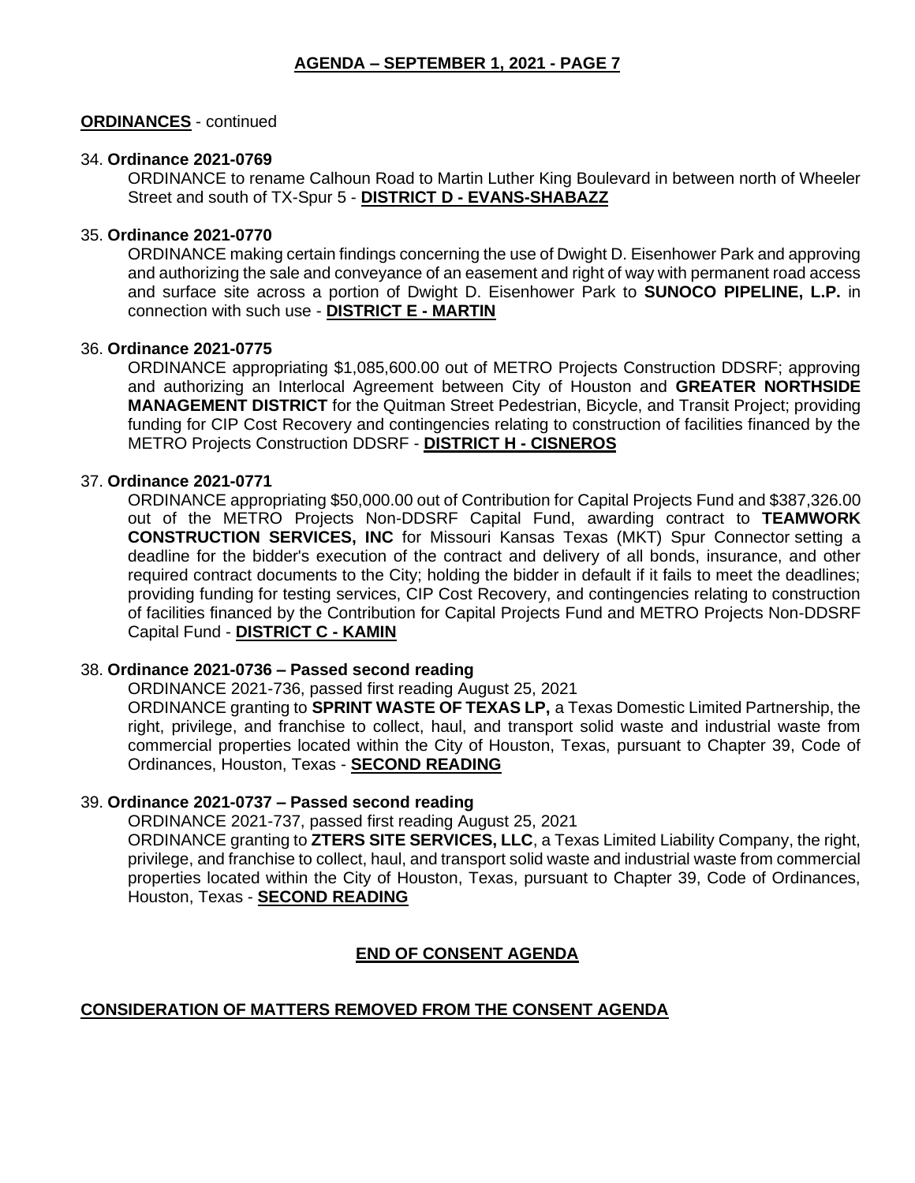**ORDINANCES** - continued

34. **Ordinance 2021-0769**
ORDINANCE to rename Calhoun Road to Martin Luther King Boulevard in between north of Wheeler Street and south of TX-Spur 5 - **DISTRICT D - EVANS-SHABAZZ**

35. **Ordinance 2021-0770**
ORDINANCE making certain findings concerning the use of Dwight D. Eisenhower Park and approving and authorizing the sale and conveyance of an easement and right of way with permanent road access and surface site across a portion of Dwight D. Eisenhower Park to **SUNOCO PIPELINE, L.P.** in connection with such use - **DISTRICT E - MARTIN**

36. **Ordinance 2021-0775**
ORDINANCE appropriating $1,085,600.00 out of METRO Projects Construction DDSRF; approving and authorizing an Interlocal Agreement between City of Houston and **GREATER NORTHSIDE MANAGEMENT DISTRICT** for the Quitman Street Pedestrian, Bicycle, and Transit Project; providing funding for CIP Cost Recovery and contingencies relating to construction of facilities financed by the METRO Projects Construction DDSRF - **DISTRICT H - CISNEROS**

37. **Ordinance 2021-0771**
ORDINANCE appropriating $50,000.00 out of Contribution for Capital Projects Fund and $387,326.00 out of the METRO Projects Non-DDSRF Capital Fund, awarding contract to **TEAMWORK CONSTRUCTION SERVICES, INC** for Missouri Kansas Texas (MKT) Spur Connector setting a deadline for the bidder's execution of the contract and delivery of all bonds, insurance, and other required contract documents to the City; holding the bidder in default if it fails to meet the deadlines; providing funding for testing services, CIP Cost Recovery, and contingencies relating to construction of facilities financed by the Contribution for Capital Projects Fund and METRO Projects Non-DDSRF Capital Fund - **DISTRICT C - KAMIN**

38. **Ordinance 2021-0736 – Passed second reading**
ORDINANCE 2021-736, passed first reading August 25, 2021
ORDINANCE granting to **SPRINT WASTE OF TEXAS LP,** a Texas Domestic Limited Partnership, the right, privilege, and franchise to collect, haul, and transport solid waste and industrial waste from commercial properties located within the City of Houston, Texas, pursuant to Chapter 39, Code of Ordinances, Houston, Texas - **SECOND READING**

39. **Ordinance 2021-0737 – Passed second reading**
ORDINANCE 2021-737, passed first reading August 25, 2021
ORDINANCE granting to **ZTERS SITE SERVICES, LLC**, a Texas Limited Liability Company, the right, privilege, and franchise to collect, haul, and transport solid waste and industrial waste from commercial properties located within the City of Houston, Texas, pursuant to Chapter 39, Code of Ordinances, Houston, Texas - **SECOND READING**

**END OF CONSENT AGENDA**

**CONSIDERATION OF MATTERS REMOVED FROM THE CONSENT AGENDA**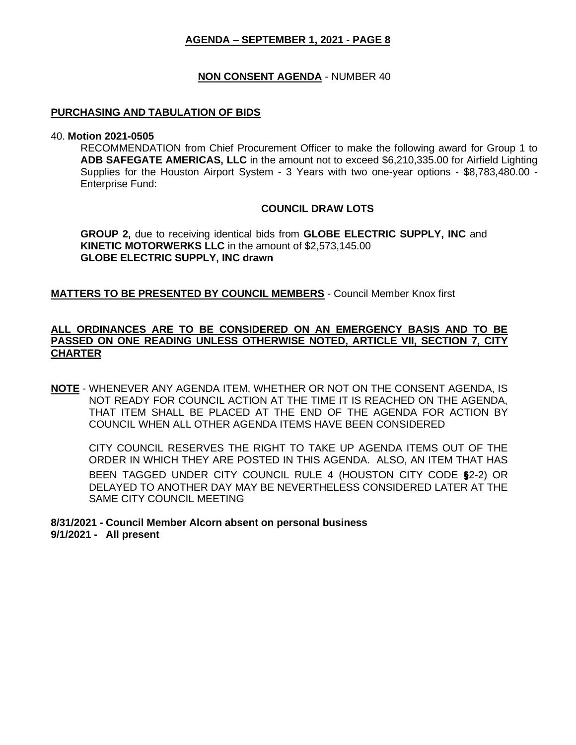**AGENDA – SEPTEMBER 1, 2021 - PAGE 8**

**NON CONSENT AGENDA** - NUMBER 40

**PURCHASING AND TABULATION OF BIDS**

40. **Motion 2021-0505**
RECOMMENDATION from Chief Procurement Officer to make the following award for Group 1 to **ADB SAFEGATE AMERICAS, LLC** in the amount not to exceed $6,210,335.00 for Airfield Lighting Supplies for the Houston Airport System - 3 Years with two one-year options - $8,783,480.00 - Enterprise Fund:

**COUNCIL DRAW LOTS**

**GROUP 2,** due to receiving identical bids from **GLOBE ELECTRIC SUPPLY, INC** and **KINETIC MOTORWERKS LLC** in the amount of $2,573,145.00
**GLOBE ELECTRIC SUPPLY, INC drawn**

**MATTERS TO BE PRESENTED BY COUNCIL MEMBERS** - Council Member Knox first

**ALL ORDINANCES ARE TO BE CONSIDERED ON AN EMERGENCY BASIS AND TO BE PASSED ON ONE READING UNLESS OTHERWISE NOTED, ARTICLE VII, SECTION 7, CITY CHARTER**

**NOTE** - WHENEVER ANY AGENDA ITEM, WHETHER OR NOT ON THE CONSENT AGENDA, IS NOT READY FOR COUNCIL ACTION AT THE TIME IT IS REACHED ON THE AGENDA, THAT ITEM SHALL BE PLACED AT THE END OF THE AGENDA FOR ACTION BY COUNCIL WHEN ALL OTHER AGENDA ITEMS HAVE BEEN CONSIDERED

CITY COUNCIL RESERVES THE RIGHT TO TAKE UP AGENDA ITEMS OUT OF THE ORDER IN WHICH THEY ARE POSTED IN THIS AGENDA. ALSO, AN ITEM THAT HAS BEEN TAGGED UNDER CITY COUNCIL RULE 4 (HOUSTON CITY CODE §2-2) OR DELAYED TO ANOTHER DAY MAY BE NEVERTHELESS CONSIDERED LATER AT THE SAME CITY COUNCIL MEETING

**8/31/2021 - Council Member Alcorn absent on personal business**
**9/1/2021 - All present**